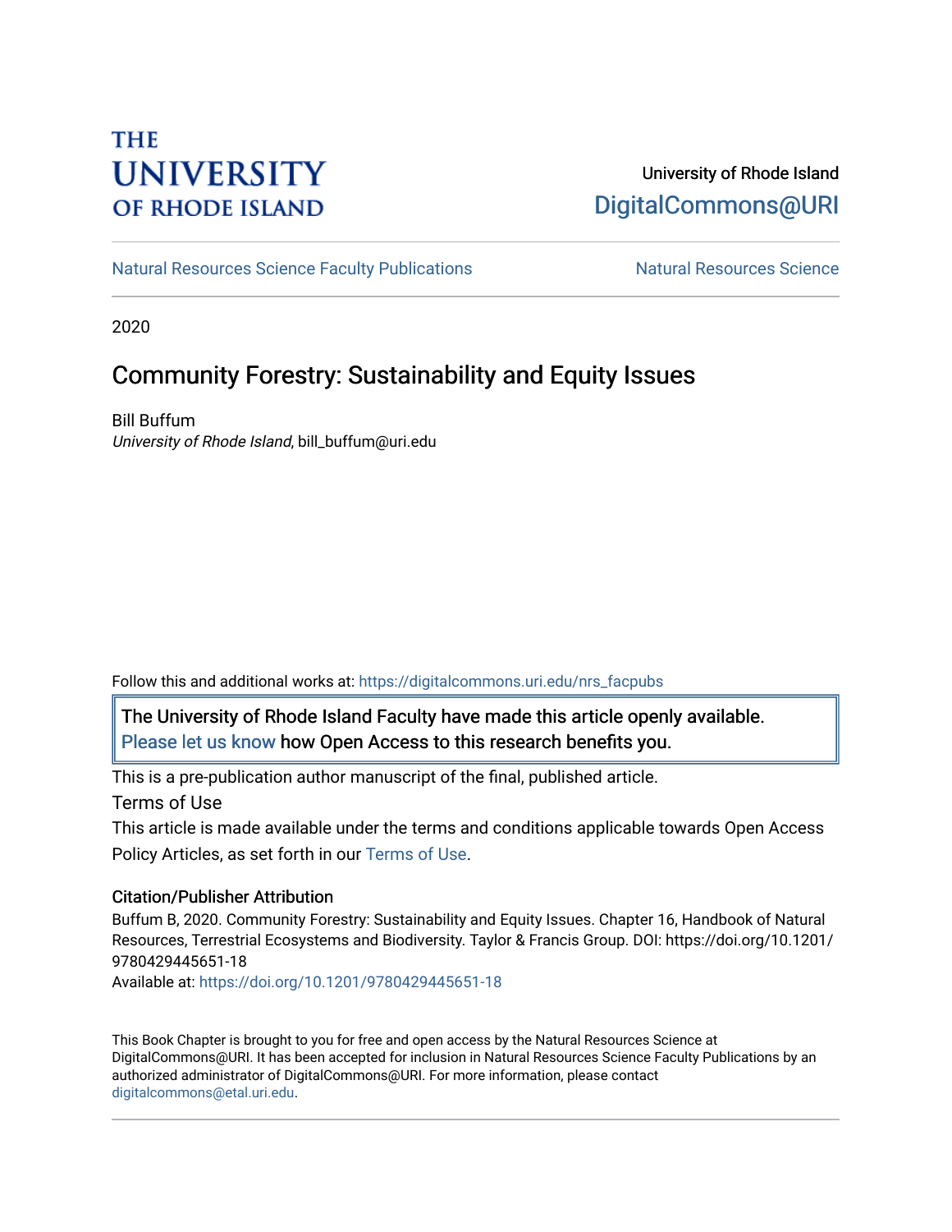THE UNIVERSITY OF RHODE ISLAND

University of Rhode Island
DigitalCommons@URI

Natural Resources Science Faculty Publications | Natural Resources Science

2020

# Community Forestry: Sustainability and Equity Issues

Bill Buffum
*University of Rhode Island*, bill_buffum@uri.edu

Follow this and additional works at: https://digitalcommons.uri.edu/nrs_facpubs

The University of Rhode Island Faculty have made this article openly available.
Please let us know how Open Access to this research benefits you.

This is a pre-publication author manuscript of the final, published article.

Terms of Use

This article is made available under the terms and conditions applicable towards Open Access Policy Articles, as set forth in our Terms of Use.

### Citation/Publisher Attribution

Buffum B, 2020. Community Forestry: Sustainability and Equity Issues. Chapter 16, Handbook of Natural Resources, Terrestrial Ecosystems and Biodiversity. Taylor & Francis Group. DOI: https://doi.org/10.1201/9780429445651-18
Available at: https://doi.org/10.1201/9780429445651-18

This Book Chapter is brought to you for free and open access by the Natural Resources Science at DigitalCommons@URI. It has been accepted for inclusion in Natural Resources Science Faculty Publications by an authorized administrator of DigitalCommons@URI. For more information, please contact digitalcommons@etal.uri.edu.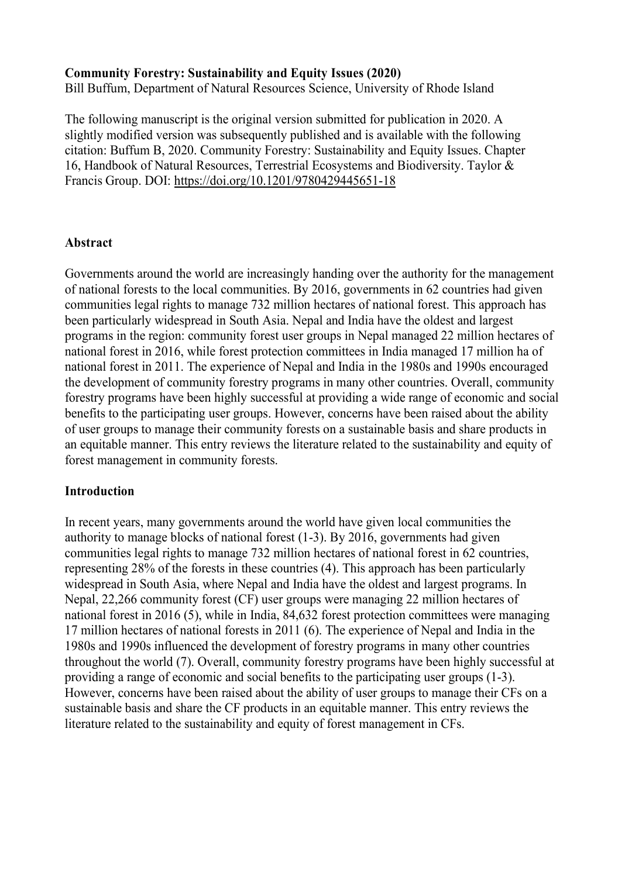**Community Forestry: Sustainability and Equity Issues (2020)**
Bill Buffum, Department of Natural Resources Science, University of Rhode Island

The following manuscript is the original version submitted for publication in 2020. A slightly modified version was subsequently published and is available with the following citation: Buffum B, 2020. Community Forestry: Sustainability and Equity Issues. Chapter 16, Handbook of Natural Resources, Terrestrial Ecosystems and Biodiversity. Taylor & Francis Group. DOI: https://doi.org/10.1201/9780429445651-18

## Abstract

Governments around the world are increasingly handing over the authority for the management of national forests to the local communities. By 2016, governments in 62 countries had given communities legal rights to manage 732 million hectares of national forest. This approach has been particularly widespread in South Asia. Nepal and India have the oldest and largest programs in the region: community forest user groups in Nepal managed 22 million hectares of national forest in 2016, while forest protection committees in India managed 17 million ha of national forest in 2011. The experience of Nepal and India in the 1980s and 1990s encouraged the development of community forestry programs in many other countries. Overall, community forestry programs have been highly successful at providing a wide range of economic and social benefits to the participating user groups. However, concerns have been raised about the ability of user groups to manage their community forests on a sustainable basis and share products in an equitable manner. This entry reviews the literature related to the sustainability and equity of forest management in community forests.

## Introduction

In recent years, many governments around the world have given local communities the authority to manage blocks of national forest (1-3). By 2016, governments had given communities legal rights to manage 732 million hectares of national forest in 62 countries, representing 28% of the forests in these countries (4). This approach has been particularly widespread in South Asia, where Nepal and India have the oldest and largest programs. In Nepal, 22,266 community forest (CF) user groups were managing 22 million hectares of national forest in 2016 (5), while in India, 84,632 forest protection committees were managing 17 million hectares of national forests in 2011 (6). The experience of Nepal and India in the 1980s and 1990s influenced the development of forestry programs in many other countries throughout the world (7). Overall, community forestry programs have been highly successful at providing a range of economic and social benefits to the participating user groups (1-3). However, concerns have been raised about the ability of user groups to manage their CFs on a sustainable basis and share the CF products in an equitable manner. This entry reviews the literature related to the sustainability and equity of forest management in CFs.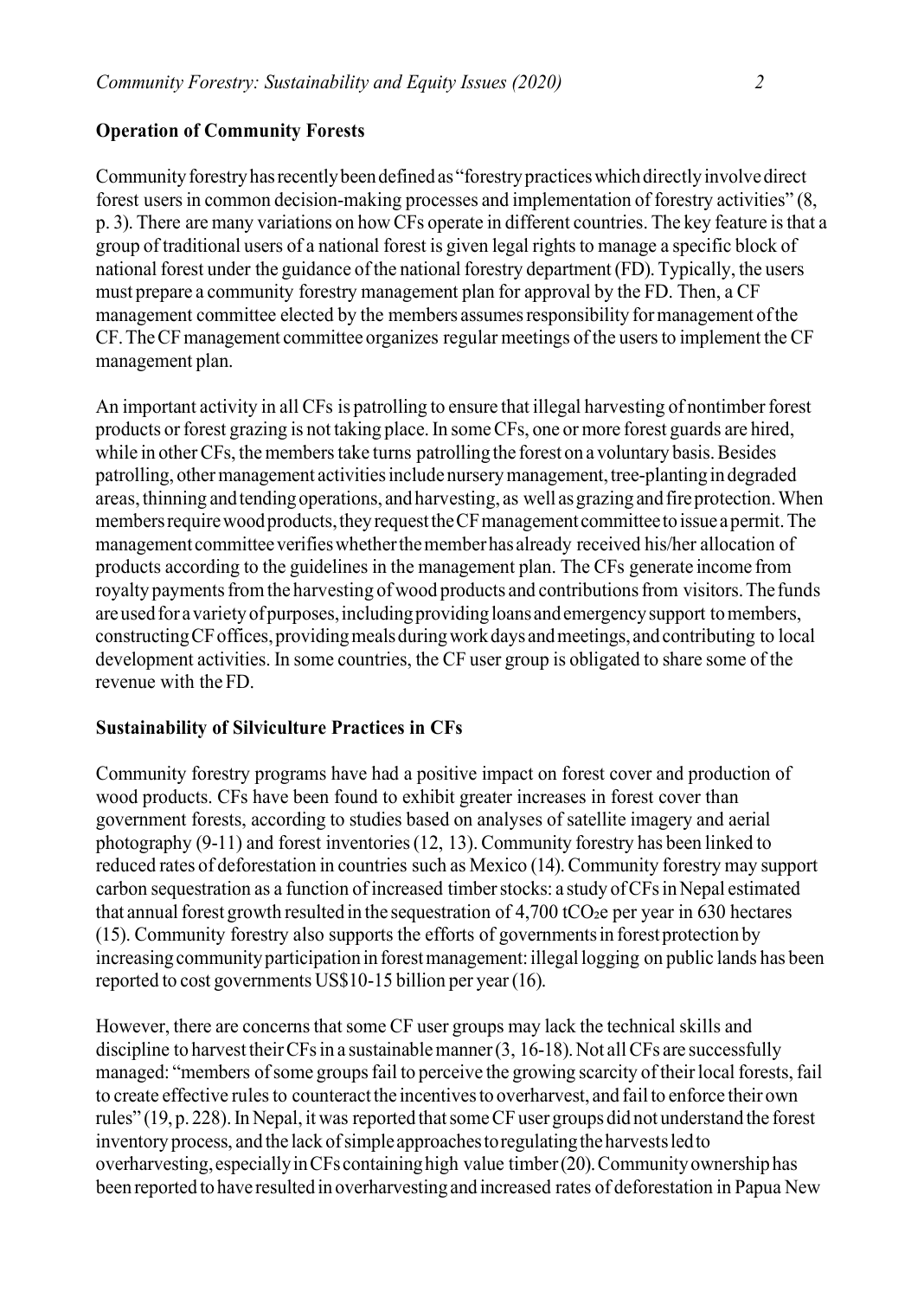## Operation of Community Forests

Community forestry has recently been defined as "forestry practices which directly involve direct forest users in common decision-making processes and implementation of forestry activities" (8, p. 3). There are many variations on how CFs operate in different countries. The key feature is that a group of traditional users of a national forest is given legal rights to manage a specific block of national forest under the guidance of the national forestry department (FD). Typically, the users must prepare a community forestry management plan for approval by the FD. Then, a CF management committee elected by the members assumes responsibility for management of the CF. The CF management committee organizes regular meetings of the users to implement the CF management plan.

An important activity in all CFs is patrolling to ensure that illegal harvesting of nontimber forest products or forest grazing is not taking place. In some CFs, one or more forest guards are hired, while in other CFs, the members take turns patrolling the forest on a voluntary basis. Besides patrolling, other management activities include nursery management, tree-planting in degraded areas, thinning and tending operations, and harvesting, as well as grazing and fire protection. When members require wood products, they request the CF management committee to issue a permit. The management committee verifies whether the member has already received his/her allocation of products according to the guidelines in the management plan. The CFs generate income from royalty payments from the harvesting of wood products and contributions from visitors. The funds are used for a variety of purposes, including providing loans and emergency support to members, constructing CF offices, providing meals during work days and meetings, and contributing to local development activities. In some countries, the CF user group is obligated to share some of the revenue with the FD.

## Sustainability of Silviculture Practices in CFs

Community forestry programs have had a positive impact on forest cover and production of wood products. CFs have been found to exhibit greater increases in forest cover than government forests, according to studies based on analyses of satellite imagery and aerial photography (9-11) and forest inventories (12, 13). Community forestry has been linked to reduced rates of deforestation in countries such as Mexico (14). Community forestry may support carbon sequestration as a function of increased timber stocks: a study of CFs in Nepal estimated that annual forest growth resulted in the sequestration of 4,700 $tCO_2e$ per year in 630 hectares (15). Community forestry also supports the efforts of governments in forest protection by increasing community participation in forest management: illegal logging on public lands has been reported to cost governments US$10-15 billion per year (16).

However, there are concerns that some CF user groups may lack the technical skills and discipline to harvest their CFs in a sustainable manner (3, 16-18). Not all CFs are successfully managed: "members of some groups fail to perceive the growing scarcity of their local forests, fail to create effective rules to counteract the incentives to overharvest, and fail to enforce their own rules" (19, p. 228). In Nepal, it was reported that some CF user groups did not understand the forest inventory process, and the lack of simple approaches to regulating the harvests led to overharvesting, especially in CFs containing high value timber (20). Community ownership has been reported to have resulted in overharvesting and increased rates of deforestation in Papua New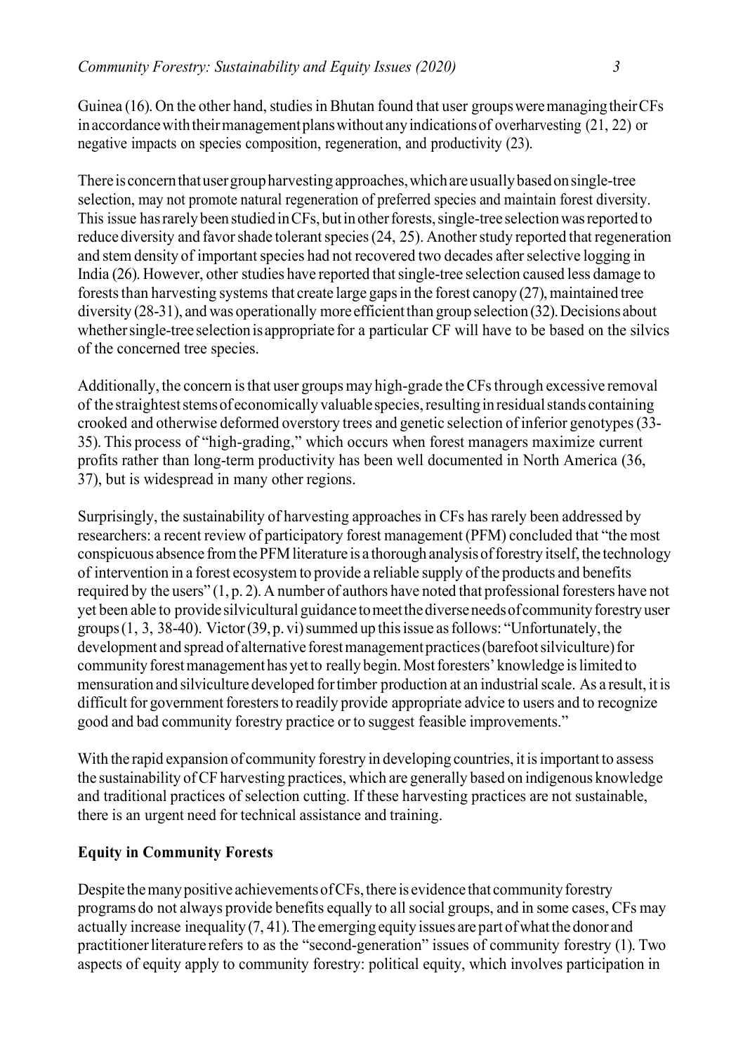Guinea (16). On the other hand, studies in Bhutan found that user groups were managing their CFs in accordance with their management plans without any indications of overharvesting (21, 22) or negative impacts on species composition, regeneration, and productivity (23).

There is concern that user group harvesting approaches, which are usually based on single-tree selection, may not promote natural regeneration of preferred species and maintain forest diversity. This issue has rarely been studied in CFs, but in other forests, single-tree selection was reported to reduce diversity and favor shade tolerant species (24, 25). Another study reported that regeneration and stem density of important species had not recovered two decades after selective logging in India (26). However, other studies have reported that single-tree selection caused less damage to forests than harvesting systems that create large gaps in the forest canopy (27), maintained tree diversity (28-31), and was operationally more efficient than group selection (32). Decisions about whether single-tree selection is appropriate for a particular CF will have to be based on the silvics of the concerned tree species.

Additionally, the concern is that user groups may high-grade the CFs through excessive removal of the straightest stems of economically valuable species, resulting in residual stands containing crooked and otherwise deformed overstory trees and genetic selection of inferior genotypes (33-35). This process of "high-grading," which occurs when forest managers maximize current profits rather than long-term productivity has been well documented in North America (36, 37), but is widespread in many other regions.

Surprisingly, the sustainability of harvesting approaches in CFs has rarely been addressed by researchers: a recent review of participatory forest management (PFM) concluded that "the most conspicuous absence from the PFM literature is a thorough analysis of forestry itself, the technology of intervention in a forest ecosystem to provide a reliable supply of the products and benefits required by the users" (1, p. 2). A number of authors have noted that professional foresters have not yet been able to provide silvicultural guidance to meet the diverse needs of community forestry user groups (1, 3, 38-40). Victor (39, p. vi) summed up this issue as follows: "Unfortunately, the development and spread of alternative forest management practices (barefoot silviculture) for community forest management has yet to really begin. Most foresters' knowledge is limited to mensuration and silviculture developed for timber production at an industrial scale. As a result, it is difficult for government foresters to readily provide appropriate advice to users and to recognize good and bad community forestry practice or to suggest feasible improvements."

With the rapid expansion of community forestry in developing countries, it is important to assess the sustainability of CF harvesting practices, which are generally based on indigenous knowledge and traditional practices of selection cutting. If these harvesting practices are not sustainable, there is an urgent need for technical assistance and training.

## Equity in Community Forests

Despite the many positive achievements of CFs, there is evidence that community forestry programs do not always provide benefits equally to all social groups, and in some cases, CFs may actually increase inequality (7, 41). The emerging equity issues are part of what the donor and practitioner literature refers to as the "second-generation" issues of community forestry (1). Two aspects of equity apply to community forestry: political equity, which involves participation in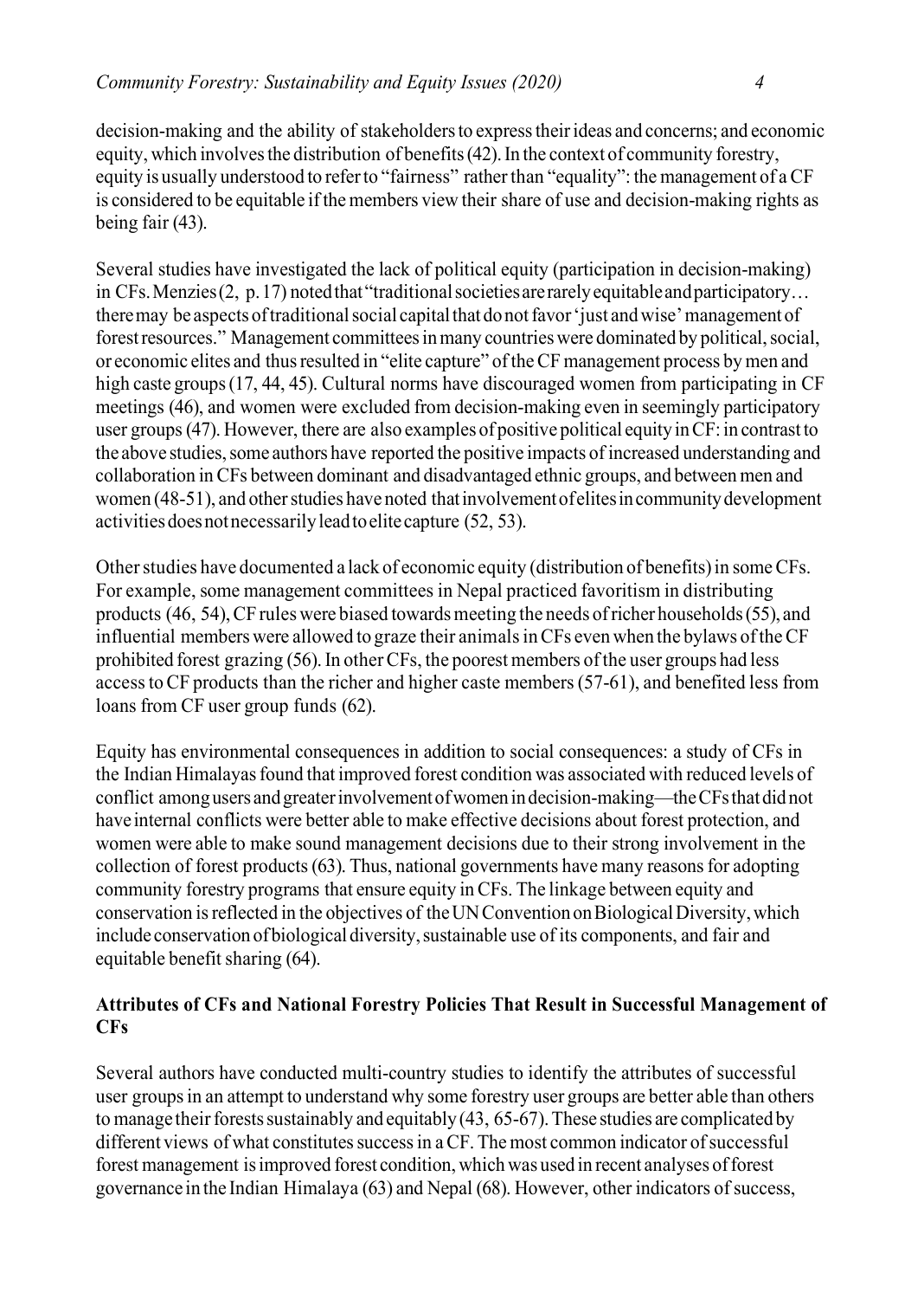decision-making and the ability of stakeholders to express their ideas and concerns; and economic equity, which involves the distribution of benefits (42). In the context of community forestry, equity is usually understood to refer to "fairness" rather than "equality": the management of a CF is considered to be equitable if the members view their share of use and decision-making rights as being fair (43).

Several studies have investigated the lack of political equity (participation in decision-making) in CFs. Menzies (2, p. 17) noted that "traditional societies are rarely equitable and participatory… there may be aspects of traditional social capital that do not favor 'just and wise' management of forest resources." Management committees in many countries were dominated by political, social, or economic elites and thus resulted in "elite capture" of the CF management process by men and high caste groups (17, 44, 45). Cultural norms have discouraged women from participating in CF meetings (46), and women were excluded from decision-making even in seemingly participatory user groups (47). However, there are also examples of positive political equity in CF: in contrast to the above studies, some authors have reported the positive impacts of increased understanding and collaboration in CFs between dominant and disadvantaged ethnic groups, and between men and women (48-51), and other studies have noted that involvement of elites in community development activities does not necessarily lead to elite capture (52, 53).

Other studies have documented a lack of economic equity (distribution of benefits) in some CFs. For example, some management committees in Nepal practiced favoritism in distributing products (46, 54), CF rules were biased towards meeting the needs of richer households (55), and influential members were allowed to graze their animals in CFs even when the bylaws of the CF prohibited forest grazing (56). In other CFs, the poorest members of the user groups had less access to CF products than the richer and higher caste members (57-61), and benefited less from loans from CF user group funds (62).

Equity has environmental consequences in addition to social consequences: a study of CFs in the Indian Himalayas found that improved forest condition was associated with reduced levels of conflict among users and greater involvement of women in decision-making—the CFs that did not have internal conflicts were better able to make effective decisions about forest protection, and women were able to make sound management decisions due to their strong involvement in the collection of forest products (63). Thus, national governments have many reasons for adopting community forestry programs that ensure equity in CFs. The linkage between equity and conservation is reflected in the objectives of the UN Convention on Biological Diversity, which include conservation of biological diversity, sustainable use of its components, and fair and equitable benefit sharing (64).

## Attributes of CFs and National Forestry Policies That Result in Successful Management of CFs

Several authors have conducted multi-country studies to identify the attributes of successful user groups in an attempt to understand why some forestry user groups are better able than others to manage their forests sustainably and equitably (43, 65-67). These studies are complicated by different views of what constitutes success in a CF. The most common indicator of successful forest management is improved forest condition, which was used in recent analyses of forest governance in the Indian Himalaya (63) and Nepal (68). However, other indicators of success,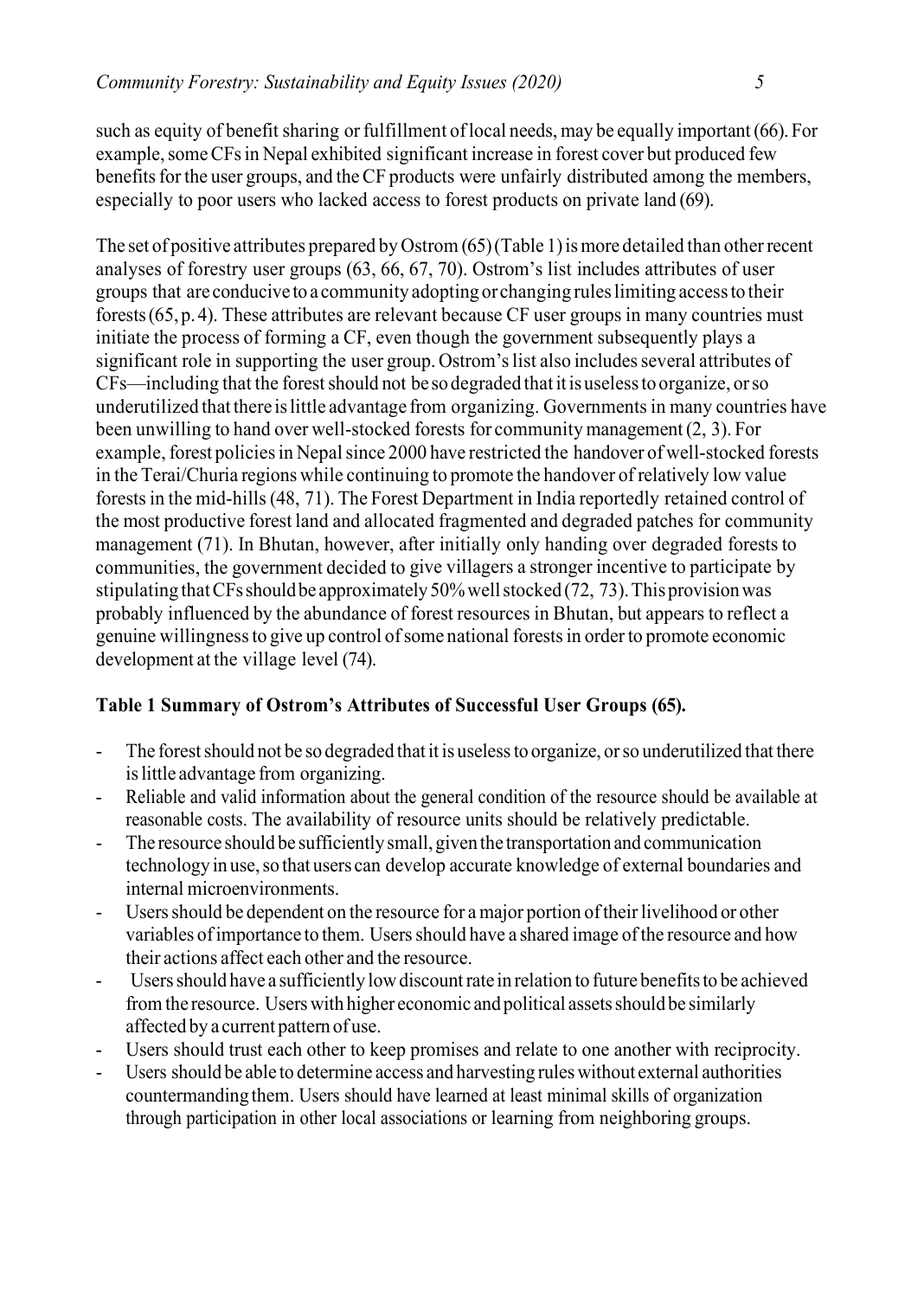such as equity of benefit sharing or fulfillment of local needs, may be equally important (66). For example, some CFs in Nepal exhibited significant increase in forest cover but produced few benefits for the user groups, and the CF products were unfairly distributed among the members, especially to poor users who lacked access to forest products on private land (69).

The set of positive attributes prepared by Ostrom (65) (Table 1) is more detailed than other recent analyses of forestry user groups (63, 66, 67, 70). Ostrom's list includes attributes of user groups that are conducive to a community adopting or changing rules limiting access to their forests (65, p. 4). These attributes are relevant because CF user groups in many countries must initiate the process of forming a CF, even though the government subsequently plays a significant role in supporting the user group. Ostrom's list also includes several attributes of CFs—including that the forest should not be so degraded that it is useless to organize, or so underutilized that there is little advantage from organizing. Governments in many countries have been unwilling to hand over well-stocked forests for community management (2, 3). For example, forest policies in Nepal since 2000 have restricted the handover of well-stocked forests in the Terai/Churia regions while continuing to promote the handover of relatively low value forests in the mid-hills (48, 71). The Forest Department in India reportedly retained control of the most productive forest land and allocated fragmented and degraded patches for community management (71). In Bhutan, however, after initially only handing over degraded forests to communities, the government decided to give villagers a stronger incentive to participate by stipulating that CFs should be approximately 50% well stocked (72, 73). This provision was probably influenced by the abundance of forest resources in Bhutan, but appears to reflect a genuine willingness to give up control of some national forests in order to promote economic development at the village level (74).

**Table 1 Summary of Ostrom's Attributes of Successful User Groups (65).**

- The forest should not be so degraded that it is useless to organize, or so underutilized that there is little advantage from organizing.
- Reliable and valid information about the general condition of the resource should be available at reasonable costs. The availability of resource units should be relatively predictable.
- The resource should be sufficiently small, given the transportation and communication technology in use, so that users can develop accurate knowledge of external boundaries and internal microenvironments.
- Users should be dependent on the resource for a major portion of their livelihood or other variables of importance to them. Users should have a shared image of the resource and how their actions affect each other and the resource.
- Users should have a sufficiently low discount rate in relation to future benefits to be achieved from the resource. Users with higher economic and political assets should be similarly affected by a current pattern of use.
- Users should trust each other to keep promises and relate to one another with reciprocity.
- Users should be able to determine access and harvesting rules without external authorities countermanding them. Users should have learned at least minimal skills of organization through participation in other local associations or learning from neighboring groups.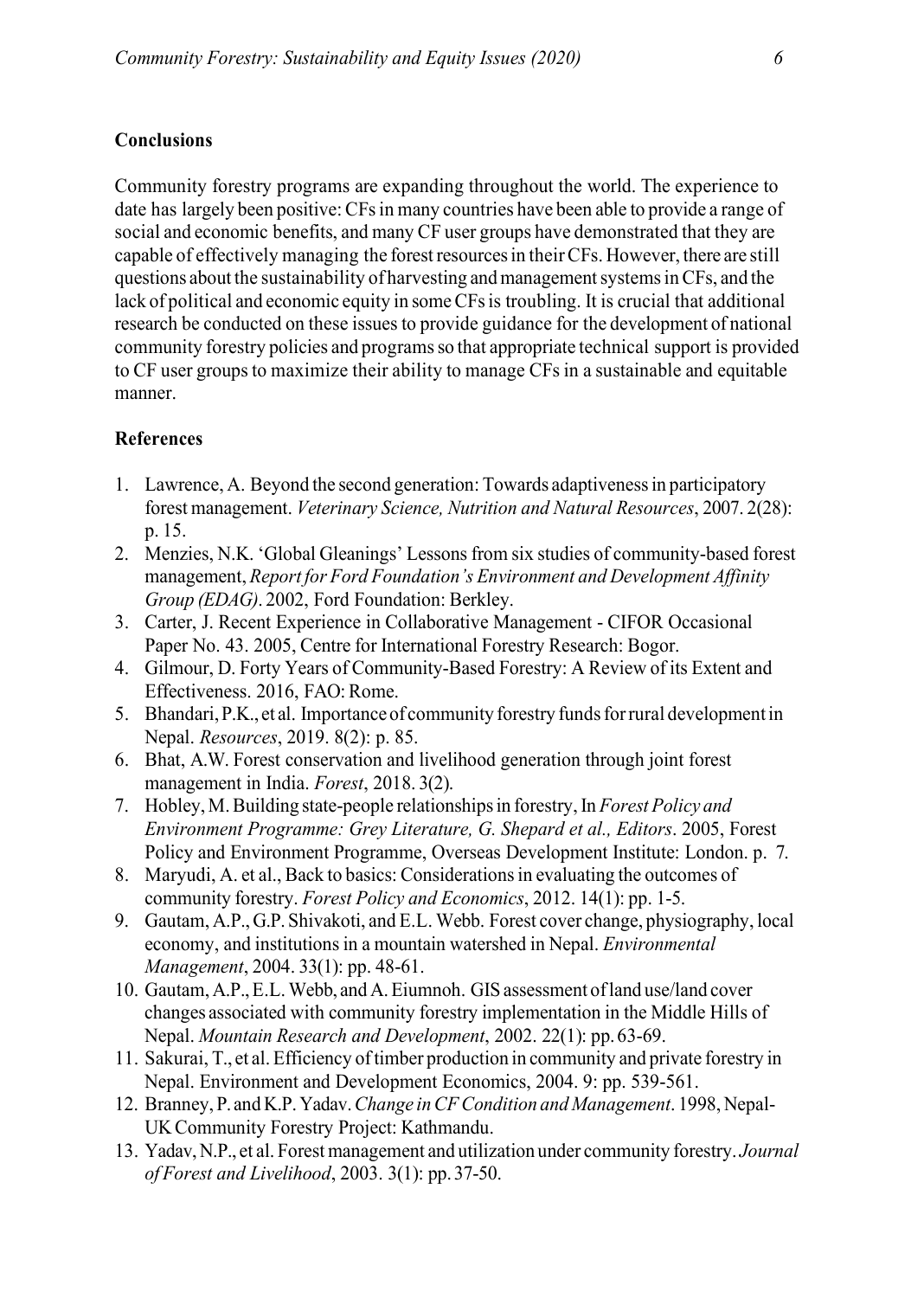## Conclusions

Community forestry programs are expanding throughout the world. The experience to date has largely been positive: CFs in many countries have been able to provide a range of social and economic benefits, and many CF user groups have demonstrated that they are capable of effectively managing the forest resources in their CFs. However, there are still questions about the sustainability of harvesting and management systems in CFs, and the lack of political and economic equity in some CFs is troubling. It is crucial that additional research be conducted on these issues to provide guidance for the development of national community forestry policies and programs so that appropriate technical support is provided to CF user groups to maximize their ability to manage CFs in a sustainable and equitable manner.

## References

1. Lawrence, A. Beyond the second generation: Towards adaptiveness in participatory forest management. *Veterinary Science, Nutrition and Natural Resources*, 2007. 2(28): p. 15.
2. Menzies, N.K. 'Global Gleanings' Lessons from six studies of community-based forest management, *Report for Ford Foundation's Environment and Development Affinity Group (EDAG)*. 2002, Ford Foundation: Berkley.
3. Carter, J. Recent Experience in Collaborative Management - CIFOR Occasional Paper No. 43. 2005, Centre for International Forestry Research: Bogor.
4. Gilmour, D. Forty Years of Community-Based Forestry: A Review of its Extent and Effectiveness. 2016, FAO: Rome.
5. Bhandari, P.K., et al. Importance of community forestry funds for rural development in Nepal. *Resources*, 2019. 8(2): p. 85.
6. Bhat, A.W. Forest conservation and livelihood generation through joint forest management in India. *Forest*, 2018. 3(2).
7. Hobley, M. Building state-people relationships in forestry, In *Forest Policy and Environment Programme: Grey Literature, G. Shepard et al., Editors*. 2005, Forest Policy and Environment Programme, Overseas Development Institute: London. p. 7.
8. Maryudi, A. et al., Back to basics: Considerations in evaluating the outcomes of community forestry. *Forest Policy and Economics*, 2012. 14(1): pp. 1-5.
9. Gautam, A.P., G.P. Shivakoti, and E.L. Webb. Forest cover change, physiography, local economy, and institutions in a mountain watershed in Nepal. *Environmental Management*, 2004. 33(1): pp. 48-61.
10. Gautam, A.P., E.L. Webb, and A. Eiumnoh. GIS assessment of land use/land cover changes associated with community forestry implementation in the Middle Hills of Nepal. *Mountain Research and Development*, 2002. 22(1): pp. 63-69.
11. Sakurai, T., et al. Efficiency of timber production in community and private forestry in Nepal. Environment and Development Economics, 2004. 9: pp. 539-561.
12. Branney, P. and K.P. Yadav. *Change in CF Condition and Management*. 1998, Nepal-UK Community Forestry Project: Kathmandu.
13. Yadav, N.P., et al. Forest management and utilization under community forestry. *Journal of Forest and Livelihood*, 2003. 3(1): pp. 37-50.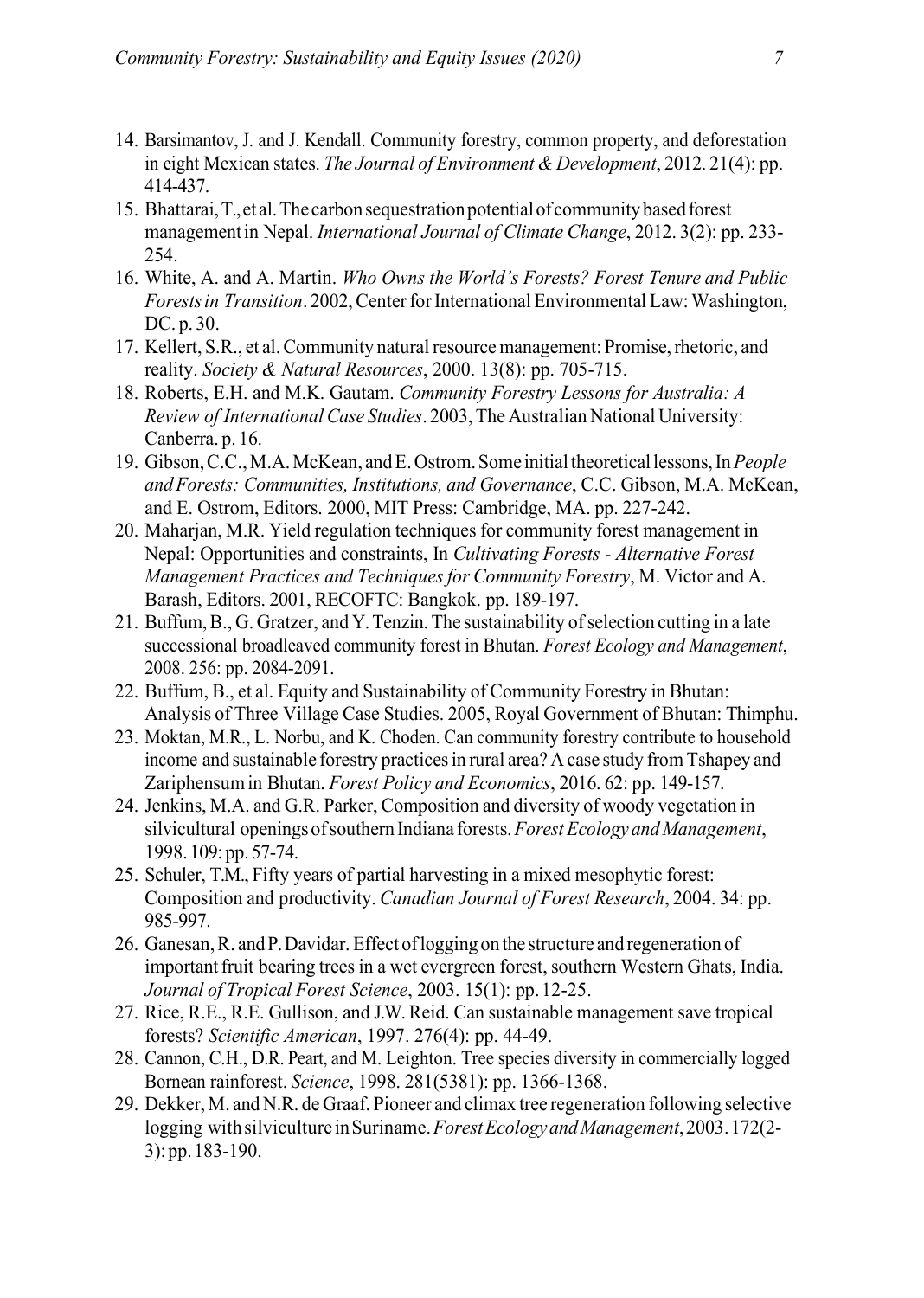14. Barsimantov, J. and J. Kendall. Community forestry, common property, and deforestation in eight Mexican states. *The Journal of Environment & Development*, 2012. 21(4): pp. 414-437.
15. Bhattarai, T., et al. The carbon sequestration potential of community based forest management in Nepal. *International Journal of Climate Change*, 2012. 3(2): pp. 233-254.
16. White, A. and A. Martin. *Who Owns the World's Forests? Forest Tenure and Public Forests in Transition*. 2002, Center for International Environmental Law: Washington, DC. p. 30.
17. Kellert, S.R., et al. Community natural resource management: Promise, rhetoric, and reality. *Society & Natural Resources*, 2000. 13(8): pp. 705-715.
18. Roberts, E.H. and M.K. Gautam. *Community Forestry Lessons for Australia: A Review of International Case Studies*. 2003, The Australian National University: Canberra. p. 16.
19. Gibson, C.C., M.A. McKean, and E. Ostrom. Some initial theoretical lessons, In *People and Forests: Communities, Institutions, and Governance*, C.C. Gibson, M.A. McKean, and E. Ostrom, Editors. 2000, MIT Press: Cambridge, MA. pp. 227-242.
20. Maharjan, M.R. Yield regulation techniques for community forest management in Nepal: Opportunities and constraints, In *Cultivating Forests - Alternative Forest Management Practices and Techniques for Community Forestry*, M. Victor and A. Barash, Editors. 2001, RECOFTC: Bangkok. pp. 189-197.
21. Buffum, B., G. Gratzer, and Y. Tenzin. The sustainability of selection cutting in a late successional broadleaved community forest in Bhutan. *Forest Ecology and Management*, 2008. 256: pp. 2084-2091.
22. Buffum, B., et al. Equity and Sustainability of Community Forestry in Bhutan: Analysis of Three Village Case Studies. 2005, Royal Government of Bhutan: Thimphu.
23. Moktan, M.R., L. Norbu, and K. Choden. Can community forestry contribute to household income and sustainable forestry practices in rural area? A case study from Tshapey and Zariphensum in Bhutan. *Forest Policy and Economics*, 2016. 62: pp. 149-157.
24. Jenkins, M.A. and G.R. Parker, Composition and diversity of woody vegetation in silvicultural openings of southern Indiana forests. *Forest Ecology and Management*, 1998. 109: pp. 57-74.
25. Schuler, T.M., Fifty years of partial harvesting in a mixed mesophytic forest: Composition and productivity. *Canadian Journal of Forest Research*, 2004. 34: pp. 985-997.
26. Ganesan, R. and P. Davidar. Effect of logging on the structure and regeneration of important fruit bearing trees in a wet evergreen forest, southern Western Ghats, India. *Journal of Tropical Forest Science*, 2003. 15(1): pp. 12-25.
27. Rice, R.E., R.E. Gullison, and J.W. Reid. Can sustainable management save tropical forests? *Scientific American*, 1997. 276(4): pp. 44-49.
28. Cannon, C.H., D.R. Peart, and M. Leighton. Tree species diversity in commercially logged Bornean rainforest. *Science*, 1998. 281(5381): pp. 1366-1368.
29. Dekker, M. and N.R. de Graaf. Pioneer and climax tree regeneration following selective logging with silviculture in Suriname. *Forest Ecology and Management*, 2003. 172(2-3): pp. 183-190.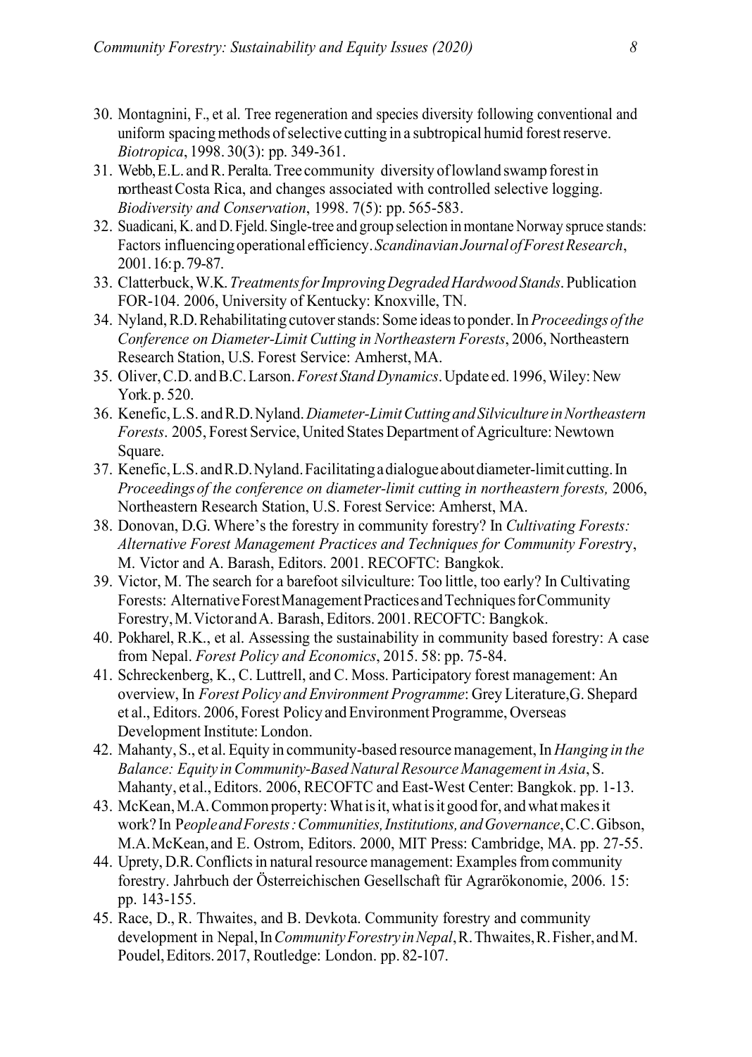30. Montagnini, F., et al. Tree regeneration and species diversity following conventional and uniform spacing methods of selective cutting in a subtropical humid forest reserve. *Biotropica*, 1998. 30(3): pp. 349-361.
31. Webb, E.L. and R. Peralta. Tree community diversity of lowland swamp forest in northeast Costa Rica, and changes associated with controlled selective logging. *Biodiversity and Conservation*, 1998. 7(5): pp. 565-583.
32. Suadicani, K. and D. Fjeld. Single-tree and group selection in montane Norway spruce stands: Factors influencing operational efficiency. *Scandinavian Journal of Forest Research*, 2001. 16: p. 79-87.
33. Clatterbuck, W.K. *Treatments for Improving Degraded Hardwood Stands*. Publication FOR-104. 2006, University of Kentucky: Knoxville, TN.
34. Nyland, R.D. Rehabilitating cutover stands: Some ideas to ponder. In *Proceedings of the Conference on Diameter-Limit Cutting in Northeastern Forests*, 2006, Northeastern Research Station, U.S. Forest Service: Amherst, MA.
35. Oliver, C.D. and B.C. Larson. *Forest Stand Dynamics*. Update ed. 1996, Wiley: New York. p. 520.
36. Kenefic, L.S. and R.D. Nyland. *Diameter-Limit Cutting and Silviculture in Northeastern Forests*. 2005, Forest Service, United States Department of Agriculture: Newtown Square.
37. Kenefic, L.S. and R.D. Nyland. Facilitating a dialogue about diameter-limit cutting. In *Proceedings of the conference on diameter-limit cutting in northeastern forests,* 2006, Northeastern Research Station, U.S. Forest Service: Amherst, MA.
38. Donovan, D.G. Where's the forestry in community forestry? In *Cultivating Forests: Alternative Forest Management Practices and Techniques for Community Forestry*, M. Victor and A. Barash, Editors. 2001. RECOFTC: Bangkok.
39. Victor, M. The search for a barefoot silviculture: Too little, too early? In Cultivating Forests: Alternative Forest Management Practices and Techniques for Community Forestry, M. Victor and A. Barash, Editors. 2001. RECOFTC: Bangkok.
40. Pokharel, R.K., et al. Assessing the sustainability in community based forestry: A case from Nepal. *Forest Policy and Economics*, 2015. 58: pp. 75-84.
41. Schreckenberg, K., C. Luttrell, and C. Moss. Participatory forest management: An overview, In *Forest Policy and Environment Programme*: Grey Literature, G. Shepard et al., Editors. 2006, Forest Policy and Environment Programme, Overseas Development Institute: London.
42. Mahanty, S., et al. Equity in community-based resource management, In *Hanging in the Balance: Equity in Community-Based Natural Resource Management in Asia*, S. Mahanty, et al., Editors. 2006, RECOFTC and East-West Center: Bangkok. pp. 1-13.
43. McKean, M.A. Common property: What is it, what is it good for, and what makes it work? In *People and Forests: Communities, Institutions, and Governance*, C.C. Gibson, M.A. McKean, and E. Ostrom, Editors. 2000, MIT Press: Cambridge, MA. pp. 27-55.
44. Uprety, D.R. Conflicts in natural resource management: Examples from community forestry. Jahrbuch der Österreichischen Gesellschaft für Agrarökonomie, 2006. 15: pp. 143-155.
45. Race, D., R. Thwaites, and B. Devkota. Community forestry and community development in Nepal, In *Community Forestry in Nepal*, R. Thwaites, R. Fisher, and M. Poudel, Editors. 2017, Routledge: London. pp. 82-107.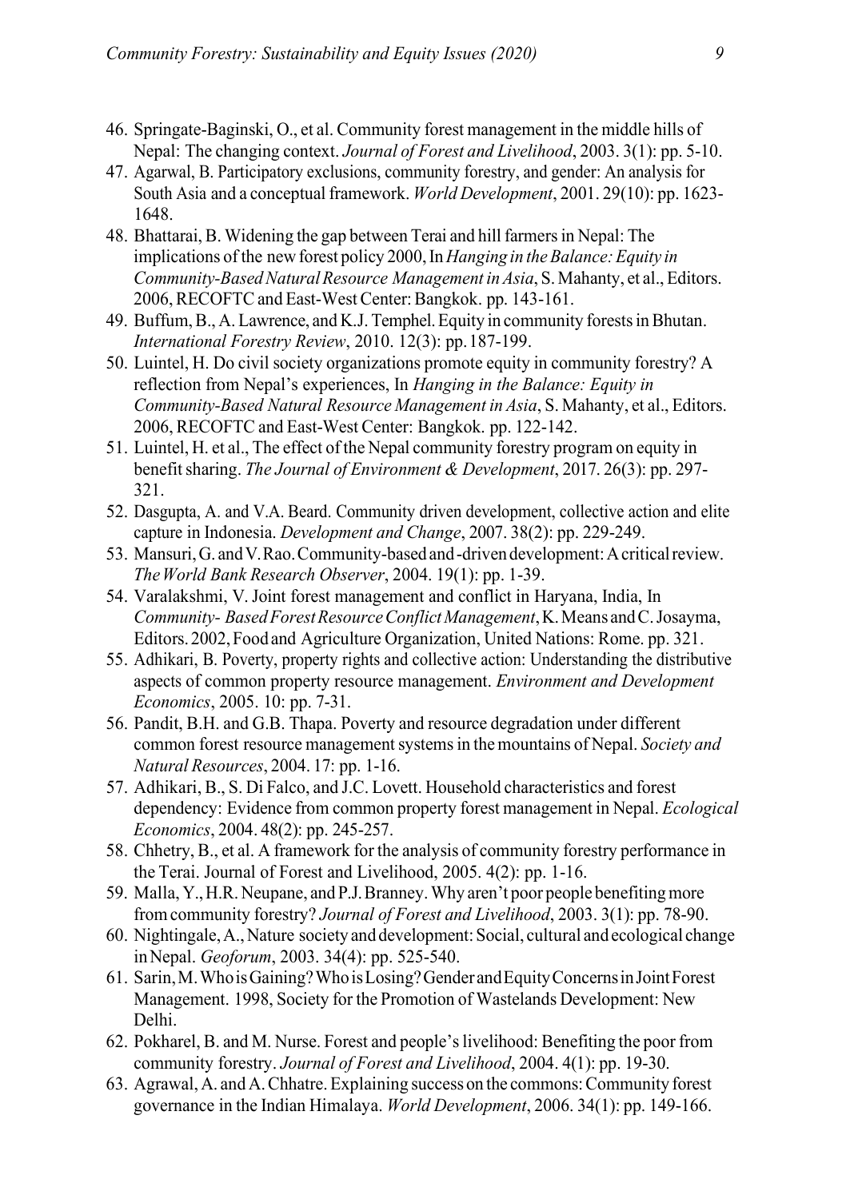46. Springate-Baginski, O., et al. Community forest management in the middle hills of Nepal: The changing context. *Journal of Forest and Livelihood*, 2003. 3(1): pp. 5-10.
47. Agarwal, B. Participatory exclusions, community forestry, and gender: An analysis for South Asia and a conceptual framework. *World Development*, 2001. 29(10): pp. 1623-1648.
48. Bhattarai, B. Widening the gap between Terai and hill farmers in Nepal: The implications of the new forest policy 2000, In *Hanging in the Balance: Equity in Community-Based Natural Resource Management in Asia*, S. Mahanty, et al., Editors. 2006, RECOFTC and East-West Center: Bangkok. pp. 143-161.
49. Buffum, B., A. Lawrence, and K.J. Temphel. Equity in community forests in Bhutan. *International Forestry Review*, 2010. 12(3): pp. 187-199.
50. Luintel, H. Do civil society organizations promote equity in community forestry? A reflection from Nepal's experiences, In *Hanging in the Balance: Equity in Community-Based Natural Resource Management in Asia*, S. Mahanty, et al., Editors. 2006, RECOFTC and East-West Center: Bangkok. pp. 122-142.
51. Luintel, H. et al., The effect of the Nepal community forestry program on equity in benefit sharing. *The Journal of Environment & Development*, 2017. 26(3): pp. 297-321.
52. Dasgupta, A. and V.A. Beard. Community driven development, collective action and elite capture in Indonesia. *Development and Change*, 2007. 38(2): pp. 229-249.
53. Mansuri, G. and V. Rao. Community-based and -driven development: A critical review. *The World Bank Research Observer*, 2004. 19(1): pp. 1-39.
54. Varalakshmi, V. Joint forest management and conflict in Haryana, India, In *Community- Based Forest Resource Conflict Management*, K. Means and C. Josayma, Editors. 2002, Food and Agriculture Organization, United Nations: Rome. pp. 321.
55. Adhikari, B. Poverty, property rights and collective action: Understanding the distributive aspects of common property resource management. *Environment and Development Economics*, 2005. 10: pp. 7-31.
56. Pandit, B.H. and G.B. Thapa. Poverty and resource degradation under different common forest resource management systems in the mountains of Nepal. *Society and Natural Resources*, 2004. 17: pp. 1-16.
57. Adhikari, B., S. Di Falco, and J.C. Lovett. Household characteristics and forest dependency: Evidence from common property forest management in Nepal. *Ecological Economics*, 2004. 48(2): pp. 245-257.
58. Chhetry, B., et al. A framework for the analysis of community forestry performance in the Terai. Journal of Forest and Livelihood, 2005. 4(2): pp. 1-16.
59. Malla, Y., H.R. Neupane, and P.J. Branney. Why aren't poor people benefiting more from community forestry? *Journal of Forest and Livelihood*, 2003. 3(1): pp. 78-90.
60. Nightingale, A., Nature society and development: Social, cultural and ecological change in Nepal. *Geoforum*, 2003. 34(4): pp. 525-540.
61. Sarin, M. Who is Gaining? Who is Losing? Gender and Equity Concerns in Joint Forest Management. 1998, Society for the Promotion of Wastelands Development: New Delhi.
62. Pokharel, B. and M. Nurse. Forest and people's livelihood: Benefiting the poor from community forestry. *Journal of Forest and Livelihood*, 2004. 4(1): pp. 19-30.
63. Agrawal, A. and A. Chhatre. Explaining success on the commons: Community forest governance in the Indian Himalaya. *World Development*, 2006. 34(1): pp. 149-166.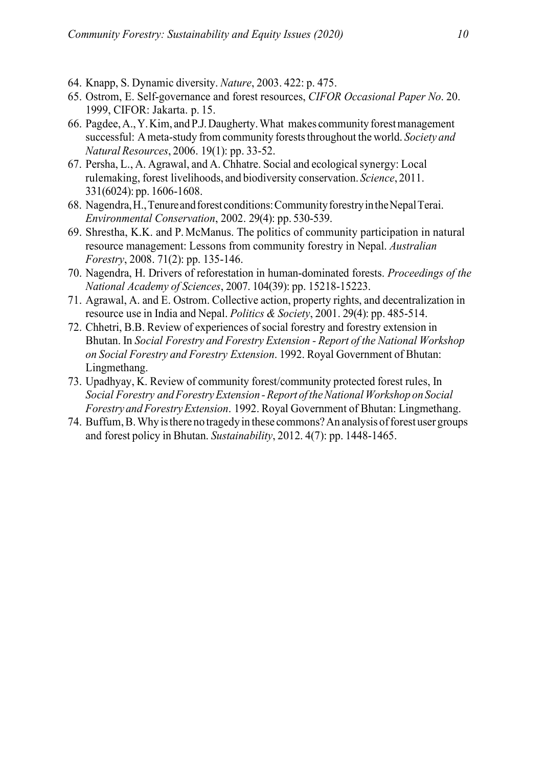64. Knapp, S. Dynamic diversity. *Nature*, 2003. 422: p. 475.
65. Ostrom, E. Self-governance and forest resources, *CIFOR Occasional Paper No*. 20. 1999, CIFOR: Jakarta. p. 15.
66. Pagdee, A., Y. Kim, and P.J. Daugherty. What makes community forest management successful: A meta-study from community forests throughout the world. *Society and Natural Resources*, 2006. 19(1): pp. 33-52.
67. Persha, L., A. Agrawal, and A. Chhatre. Social and ecological synergy: Local rulemaking, forest livelihoods, and biodiversity conservation. *Science*, 2011. 331(6024): pp. 1606-1608.
68. Nagendra, H., Tenure and forest conditions: Community forestry in the Nepal Terai. *Environmental Conservation*, 2002. 29(4): pp. 530-539.
69. Shrestha, K.K. and P. McManus. The politics of community participation in natural resource management: Lessons from community forestry in Nepal. *Australian Forestry*, 2008. 71(2): pp. 135-146.
70. Nagendra, H. Drivers of reforestation in human-dominated forests. *Proceedings of the National Academy of Sciences*, 2007. 104(39): pp. 15218-15223.
71. Agrawal, A. and E. Ostrom. Collective action, property rights, and decentralization in resource use in India and Nepal. *Politics & Society*, 2001. 29(4): pp. 485-514.
72. Chhetri, B.B. Review of experiences of social forestry and forestry extension in Bhutan. In *Social Forestry and Forestry Extension - Report of the National Workshop on Social Forestry and Forestry Extension*. 1992. Royal Government of Bhutan: Lingmethang.
73. Upadhyay, K. Review of community forest/community protected forest rules, In *Social Forestry and Forestry Extension - Report of the National Workshop on Social Forestry and Forestry Extension*. 1992. Royal Government of Bhutan: Lingmethang.
74. Buffum, B. Why is there no tragedy in these commons? An analysis of forest user groups and forest policy in Bhutan. *Sustainability*, 2012. 4(7): pp. 1448-1465.